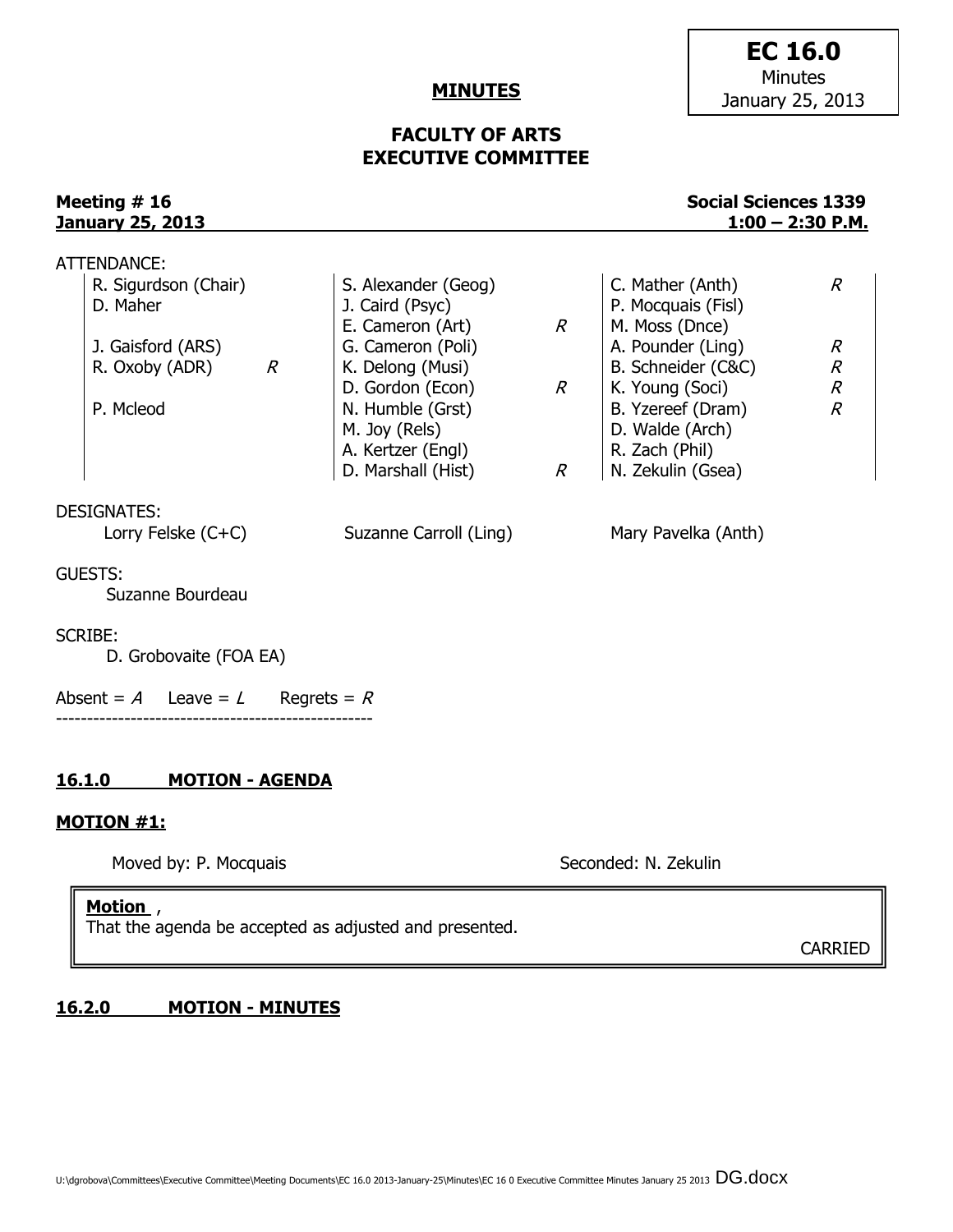**EC 16.0**
Minutes
January 25, 2013

# MINUTES

## FACULTY OF ARTS
## EXECUTIVE COMMITTEE

**Meeting # 16** — **Social Sciences 1339**
**January 25, 2013** — **1:00 – 2:30 P.M.**

ATTENDANCE:

| | | | | | |
|---|---|---|---|---|---|
| R. Sigurdson (Chair) | | S. Alexander (Geog) | | C. Mather (Anth) | *R* |
| D. Maher | | J. Caird (Psyc) | | P. Mocquais (Fisl) | |
| | | E. Cameron (Art) | *R* | M. Moss (Dnce) | |
| J. Gaisford (ARS) | | G. Cameron (Poli) | | A. Pounder (Ling) | *R* |
| R. Oxoby (ADR) | *R* | K. Delong (Musi) | | B. Schneider (C&C) | *R* |
| | | D. Gordon (Econ) | *R* | K. Young (Soci) | *R* |
| P. Mcleod | | N. Humble (Grst) | | B. Yzereef (Dram) | *R* |
| | | M. Joy (Rels) | | D. Walde (Arch) | |
| | | A. Kertzer (Engl) | | R. Zach (Phil) | |
| | | D. Marshall (Hist) | *R* | N. Zekulin (Gsea) | |

DESIGNATES:

Lorry Felske (C+C) — Suzanne Carroll (Ling) — Mary Pavelka (Anth)

GUESTS:

Suzanne Bourdeau

SCRIBE:

D. Grobovaite (FOA EA)

Absent = *A* Leave = *L* Regrets = *R*

---

### 16.1.0 MOTION - AGENDA

**MOTION #1:**

Moved by: P. Mocquais — Seconded: N. Zekulin

> **Motion** ,
> That the agenda be accepted as adjusted and presented.
>
> CARRIED

### 16.2.0 MOTION - MINUTES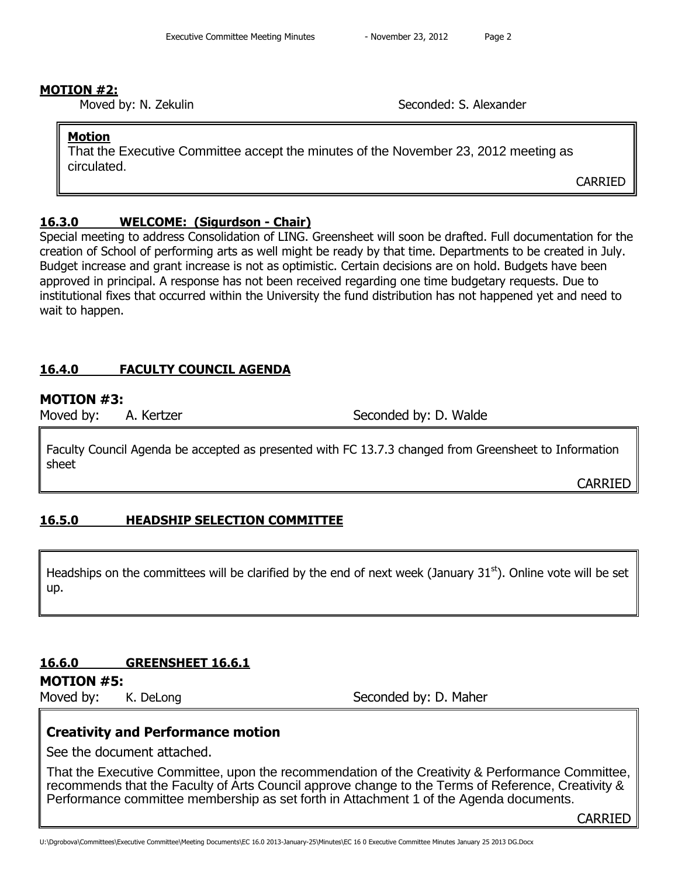**MOTION #2:**

Moved by: N. Zekulin Seconded: S. Alexander

> **Motion**
>
> That the Executive Committee accept the minutes of the November 23, 2012 meeting as circulated.
>
> CARRIED

## 16.3.0 WELCOME: (Sigurdson - Chair)

Special meeting to address Consolidation of LING. Greensheet will soon be drafted. Full documentation for the creation of School of performing arts as well might be ready by that time. Departments to be created in July. Budget increase and grant increase is not as optimistic. Certain decisions are on hold. Budgets have been approved in principal. A response has not been received regarding one time budgetary requests. Due to institutional fixes that occurred within the University the fund distribution has not happened yet and need to wait to happen.

## 16.4.0 FACULTY COUNCIL AGENDA

**MOTION #3:**

Moved by: A. Kertzer Seconded by: D. Walde

> Faculty Council Agenda be accepted as presented with FC 13.7.3 changed from Greensheet to Information sheet
>
> CARRIED

## 16.5.0 HEADSHIP SELECTION COMMITTEE

> Headships on the committees will be clarified by the end of next week (January 31st). Online vote will be set up.

## 16.6.0 GREENSHEET 16.6.1

**MOTION #5:**

Moved by: K. DeLong Seconded by: D. Maher

> **Creativity and Performance motion**
>
> See the document attached.
>
> That the Executive Committee, upon the recommendation of the Creativity & Performance Committee, recommends that the Faculty of Arts Council approve change to the Terms of Reference, Creativity & Performance committee membership as set forth in Attachment 1 of the Agenda documents.
>
> CARRIED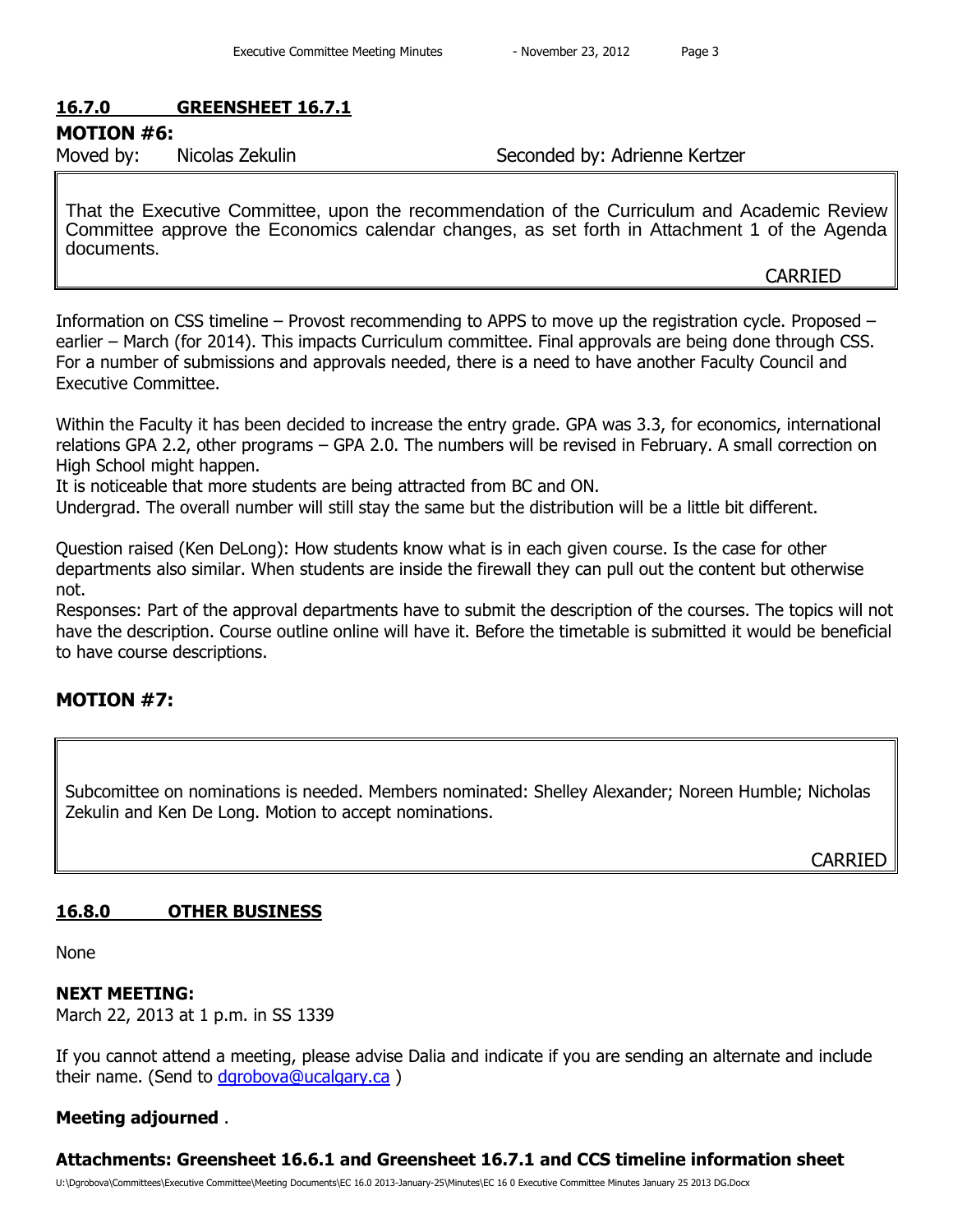## 16.7.0 GREENSHEET 16.7.1

**MOTION #6:**

Moved by: Nicolas Zekulin    Seconded by: Adrienne Kertzer

> That the Executive Committee, upon the recommendation of the Curriculum and Academic Review Committee approve the Economics calendar changes, as set forth in Attachment 1 of the Agenda documents.
>
> CARRIED

Information on CSS timeline – Provost recommending to APPS to move up the registration cycle. Proposed – earlier – March (for 2014). This impacts Curriculum committee. Final approvals are being done through CSS. For a number of submissions and approvals needed, there is a need to have another Faculty Council and Executive Committee.

Within the Faculty it has been decided to increase the entry grade. GPA was 3.3, for economics, international relations GPA 2.2, other programs – GPA 2.0. The numbers will be revised in February. A small correction on High School might happen.

It is noticeable that more students are being attracted from BC and ON.

Undergrad. The overall number will still stay the same but the distribution will be a little bit different.

Question raised (Ken DeLong): How students know what is in each given course. Is the case for other departments also similar. When students are inside the firewall they can pull out the content but otherwise not.

Responses: Part of the approval departments have to submit the description of the courses. The topics will not have the description. Course outline online will have it. Before the timetable is submitted it would be beneficial to have course descriptions.

**MOTION #7:**

> Subcomittee on nominations is needed. Members nominated: Shelley Alexander; Noreen Humble; Nicholas Zekulin and Ken De Long. Motion to accept nominations.
>
> CARRIED

## 16.8.0 OTHER BUSINESS

None

**NEXT MEETING:**

March 22, 2013 at 1 p.m. in SS 1339

If you cannot attend a meeting, please advise Dalia and indicate if you are sending an alternate and include their name. (Send to [dgrobova@ucalgary.ca](mailto:dgrobova@ucalgary.ca) )

**Meeting adjourned** .

**Attachments: Greensheet 16.6.1 and Greensheet 16.7.1 and CCS timeline information sheet**

U:\Dgrobova\Committees\Executive Committee\Meeting Documents\EC 16.0 2013-January-25\Minutes\EC 16 0 Executive Committee Minutes January 25 2013 DG.Docx